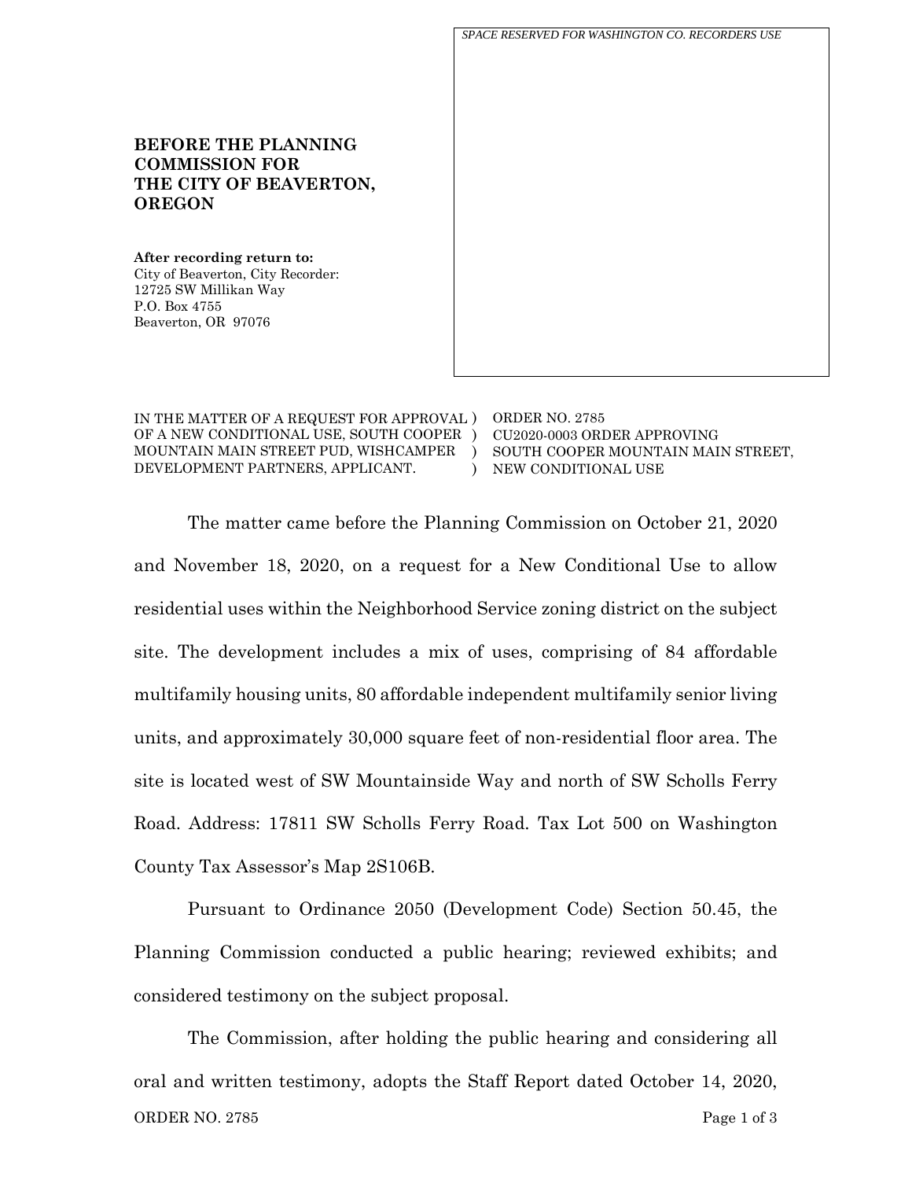*SPACE RESERVED FOR WASHINGTON CO. RECORDERS USE*

**BEFORE THE PLANNING COMMISSION FOR THE CITY OF BEAVERTON, OREGON**

**After recording return to:**
City of Beaverton, City Recorder:
12725 SW Millikan Way
P.O. Box 4755
Beaverton, OR 97076

| | | |
|---|---|---|
| IN THE MATTER OF A REQUEST FOR APPROVAL OF A NEW CONDITIONAL USE, SOUTH COOPER MOUNTAIN MAIN STREET PUD, WISHCAMPER DEVELOPMENT PARTNERS, APPLICANT. | ) | ORDER NO. 2785<br>CU2020-0003 ORDER APPROVING SOUTH COOPER MOUNTAIN MAIN STREET, NEW CONDITIONAL USE |

The matter came before the Planning Commission on October 21, 2020 and November 18, 2020, on a request for a New Conditional Use to allow residential uses within the Neighborhood Service zoning district on the subject site. The development includes a mix of uses, comprising of 84 affordable multifamily housing units, 80 affordable independent multifamily senior living units, and approximately 30,000 square feet of non-residential floor area. The site is located west of SW Mountainside Way and north of SW Scholls Ferry Road. Address: 17811 SW Scholls Ferry Road. Tax Lot 500 on Washington County Tax Assessor's Map 2S106B.

Pursuant to Ordinance 2050 (Development Code) Section 50.45, the Planning Commission conducted a public hearing; reviewed exhibits; and considered testimony on the subject proposal.

The Commission, after holding the public hearing and considering all oral and written testimony, adopts the Staff Report dated October 14, 2020,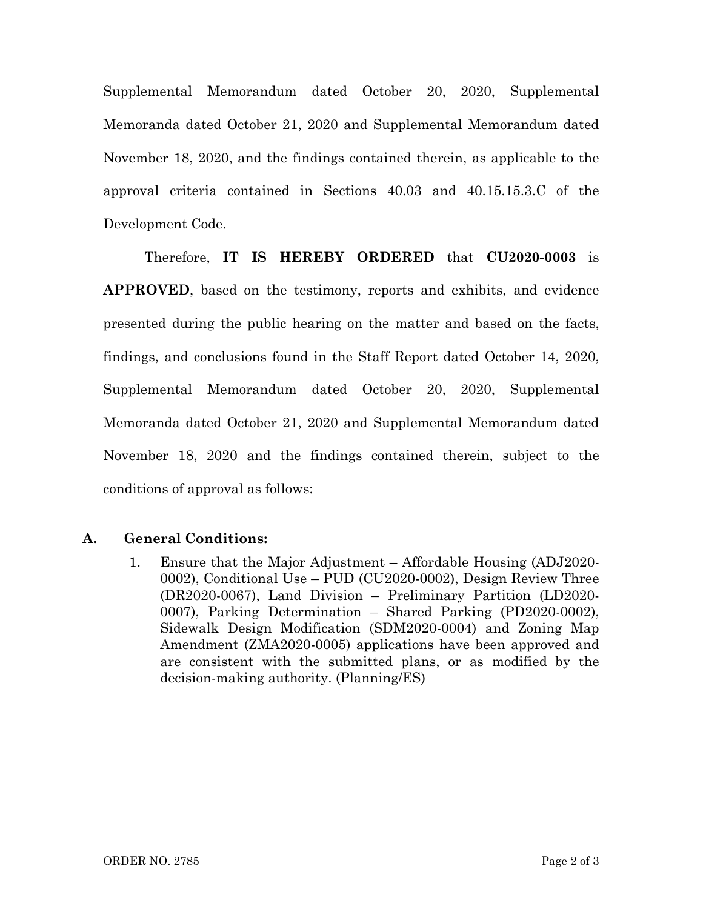Supplemental Memorandum dated October 20, 2020, Supplemental Memoranda dated October 21, 2020 and Supplemental Memorandum dated November 18, 2020, and the findings contained therein, as applicable to the approval criteria contained in Sections 40.03 and 40.15.15.3.C of the Development Code.

Therefore, **IT IS HEREBY ORDERED** that **CU2020-0003** is **APPROVED**, based on the testimony, reports and exhibits, and evidence presented during the public hearing on the matter and based on the facts, findings, and conclusions found in the Staff Report dated October 14, 2020, Supplemental Memorandum dated October 20, 2020, Supplemental Memoranda dated October 21, 2020 and Supplemental Memorandum dated November 18, 2020 and the findings contained therein, subject to the conditions of approval as follows:

## A. General Conditions:

1. Ensure that the Major Adjustment – Affordable Housing (ADJ2020-0002), Conditional Use – PUD (CU2020-0002), Design Review Three (DR2020-0067), Land Division – Preliminary Partition (LD2020-0007), Parking Determination – Shared Parking (PD2020-0002), Sidewalk Design Modification (SDM2020-0004) and Zoning Map Amendment (ZMA2020-0005) applications have been approved and are consistent with the submitted plans, or as modified by the decision-making authority. (Planning/ES)

ORDER NO. 2785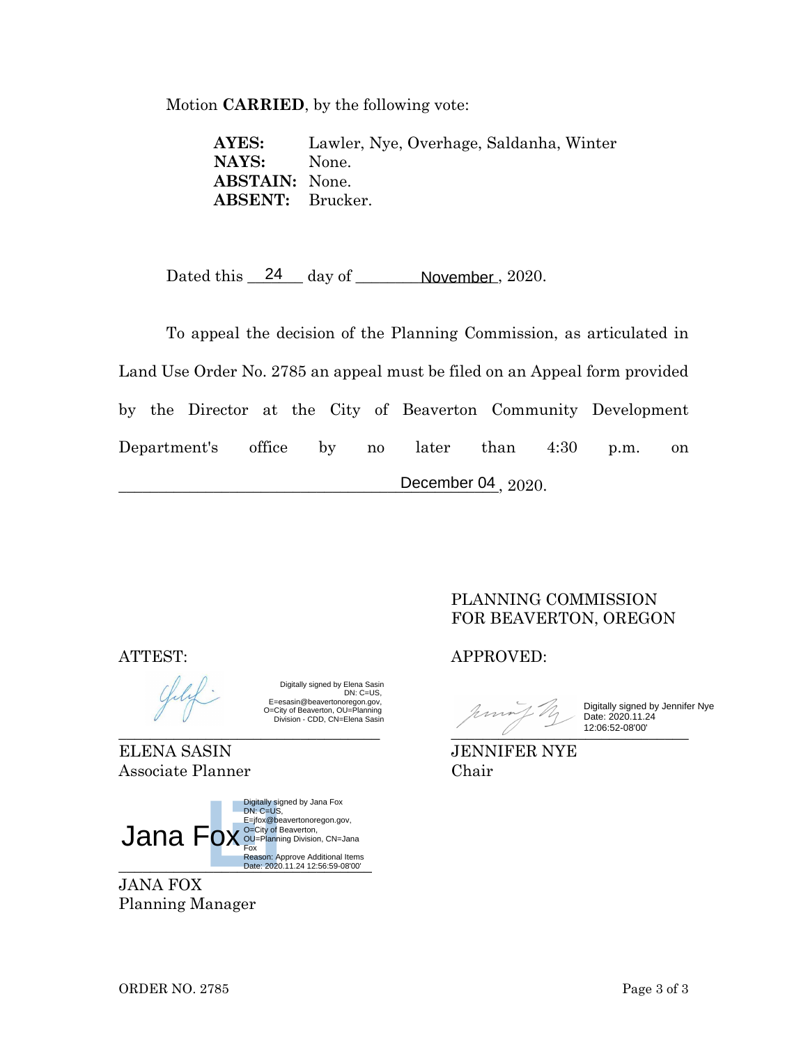Motion **CARRIED**, by the following vote:

**AYES:** Lawler, Nye, Overhage, Saldanha, Winter
**NAYS:** None.
**ABSTAIN:** None.
**ABSENT:** Brucker.

Dated this 24 day of November, 2020.

To appeal the decision of the Planning Commission, as articulated in Land Use Order No. 2785 an appeal must be filed on an Appeal form provided by the Director at the City of Beaverton Community Development Department's office by no later than 4:30 p.m. on December 04, 2020.

PLANNING COMMISSION
FOR BEAVERTON, OREGON

ATTEST:

Digitally signed by Elena Sasin
DN: C=US, E=esasin@beavertonoregon.gov, O=City of Beaverton, OU=Planning Division - CDD, CN=Elena Sasin

ELENA SASIN
Associate Planner

Jana Fox
Digitally signed by Jana Fox
DN: C=US, E=jfox@beavertonoregon.gov, O=City of Beaverton, OU=Planning Division, CN=Jana Fox
Reason: Approve Additional Items
Date: 2020.11.24 12:56:59-08'00'

JANA FOX
Planning Manager

APPROVED:

Digitally signed by Jennifer Nye
Date: 2020.11.24 12:06:52-08'00'

JENNIFER NYE
Chair

ORDER NO. 2785